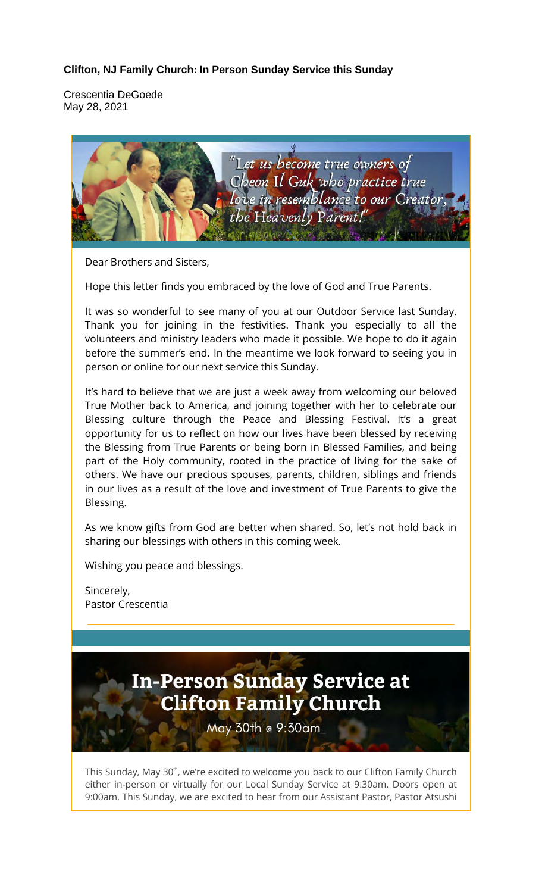**Clifton, NJ Family Church: In Person Sunday Service this Sunday**

Crescentia DeGoede
May 28, 2021

"Let us become true owners of Cheon Il Guk who practice true love in resemblance to our Creator, the Heavenly Parent!"

Dear Brothers and Sisters,

Hope this letter finds you embraced by the love of God and True Parents.

It was so wonderful to see many of you at our Outdoor Service last Sunday. Thank you for joining in the festivities. Thank you especially to all the volunteers and ministry leaders who made it possible. We hope to do it again before the summer's end. In the meantime we look forward to seeing you in person or online for our next service this Sunday.

It's hard to believe that we are just a week away from welcoming our beloved True Mother back to America, and joining together with her to celebrate our Blessing culture through the Peace and Blessing Festival. It's a great opportunity for us to reflect on how our lives have been blessed by receiving the Blessing from True Parents or being born in Blessed Families, and being part of the Holy community, rooted in the practice of living for the sake of others. We have our precious spouses, parents, children, siblings and friends in our lives as a result of the love and investment of True Parents to give the Blessing.

As we know gifts from God are better when shared. So, let's not hold back in sharing our blessings with others in this coming week.

Wishing you peace and blessings.

Sincerely,
Pastor Crescentia

## In-Person Sunday Service at Clifton Family Church

May 30th @ 9:30am

This Sunday, May 30th, we're excited to welcome you back to our Clifton Family Church either in-person or virtually for our Local Sunday Service at 9:30am. Doors open at 9:00am. This Sunday, we are excited to hear from our Assistant Pastor, Pastor Atsushi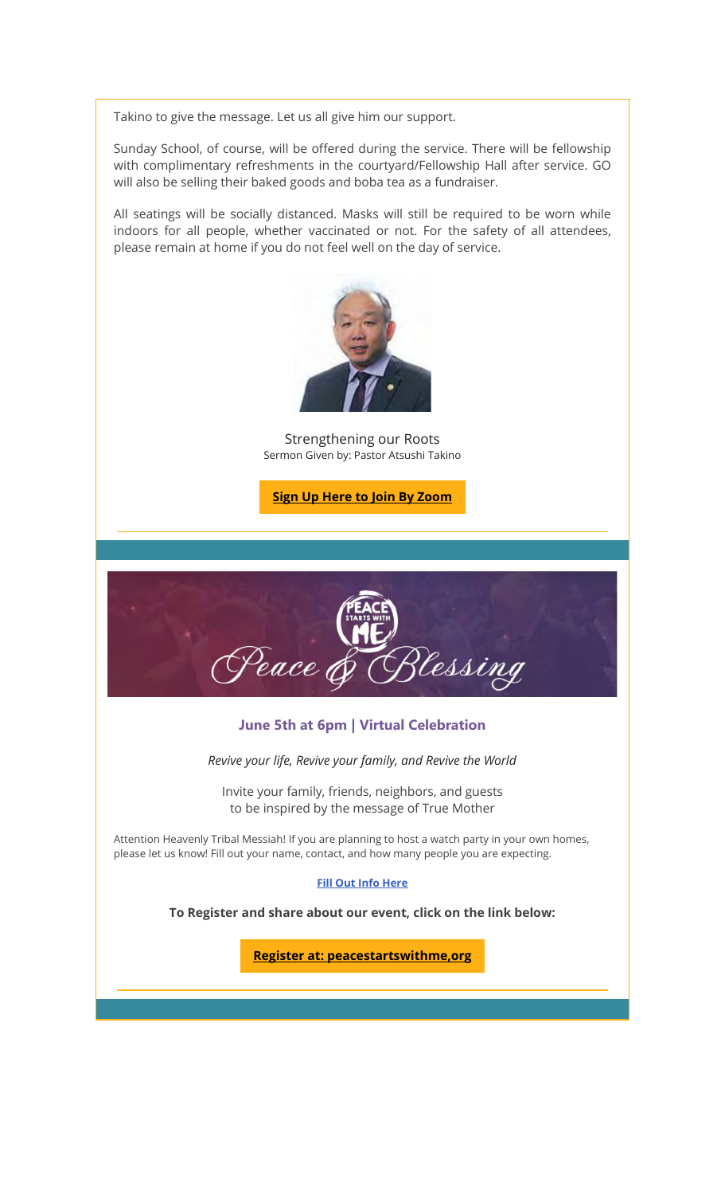Takino to give the message. Let us all give him our support.

Sunday School, of course, will be offered during the service. There will be fellowship with complimentary refreshments in the courtyard/Fellowship Hall after service. GO will also be selling their baked goods and boba tea as a fundraiser.

All seatings will be socially distanced. Masks will still be required to be worn while indoors for all people, whether vaccinated or not. For the safety of all attendees, please remain at home if you do not feel well on the day of service.

Strengthening our Roots
Sermon Given by: Pastor Atsushi Takino

**Sign Up Here to Join By Zoom**

---

PEACE STARTS WITH ME

Peace & Blessing

### June 5th at 6pm | Virtual Celebration

*Revive your life, Revive your family, and Revive the World*

Invite your family, friends, neighbors, and guests
to be inspired by the message of True Mother

Attention Heavenly Tribal Messiah! If you are planning to host a watch party in your own homes, please let us know! Fill out your name, contact, and how many people you are expecting.

**Fill Out Info Here**

**To Register and share about our event, click on the link below:**

**Register at: peacestartswithme,org**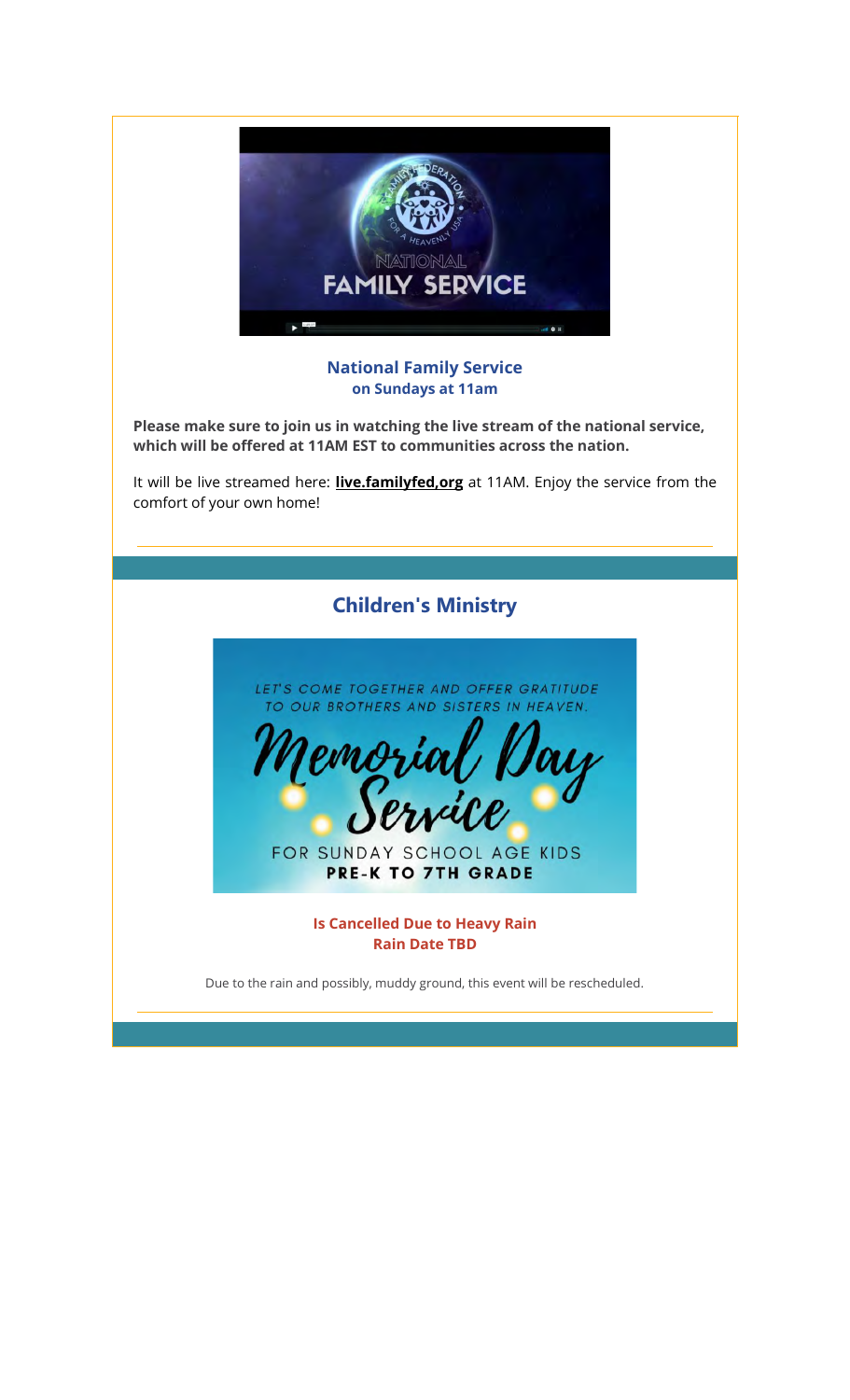**National Family Service**
**on Sundays at 11am**

**Please make sure to join us in watching the live stream of the national service, which will be offered at 11AM EST to communities across the nation.**

It will be live streamed here: **live.familyfed,org** at 11AM. Enjoy the service from the comfort of your own home!

---

## Children's Ministry

**Is Cancelled Due to Heavy Rain**
**Rain Date TBD**

Due to the rain and possibly, muddy ground, this event will be rescheduled.

---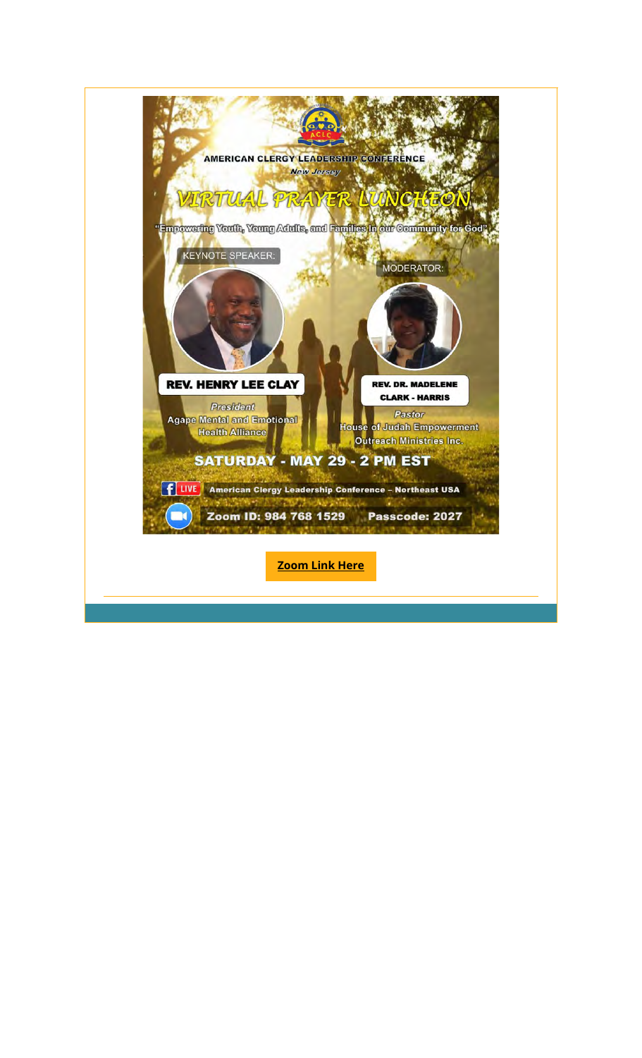AMERICAN CLERGY LEADERSHIP CONFERENCE

*New Jersey*

# VIRTUAL PRAYER LUNCHEON

"Empowering Youth, Young Adults, and Families in our Community for God"

KEYNOTE SPEAKER:

**REV. HENRY LEE CLAY**

*President*

Agape Mental and Emotional Health Alliance

MODERATOR:

**REV. DR. MADELENE CLARK - HARRIS**

*Pastor*

House of Judah Empowerment Outreach Ministries Inc.

**SATURDAY - MAY 29 - 2 PM EST**

LIVE American Clergy Leadership Conference – Northeast USA

**Zoom ID: 984 768 1529 Passcode: 2027**

**Zoom Link Here**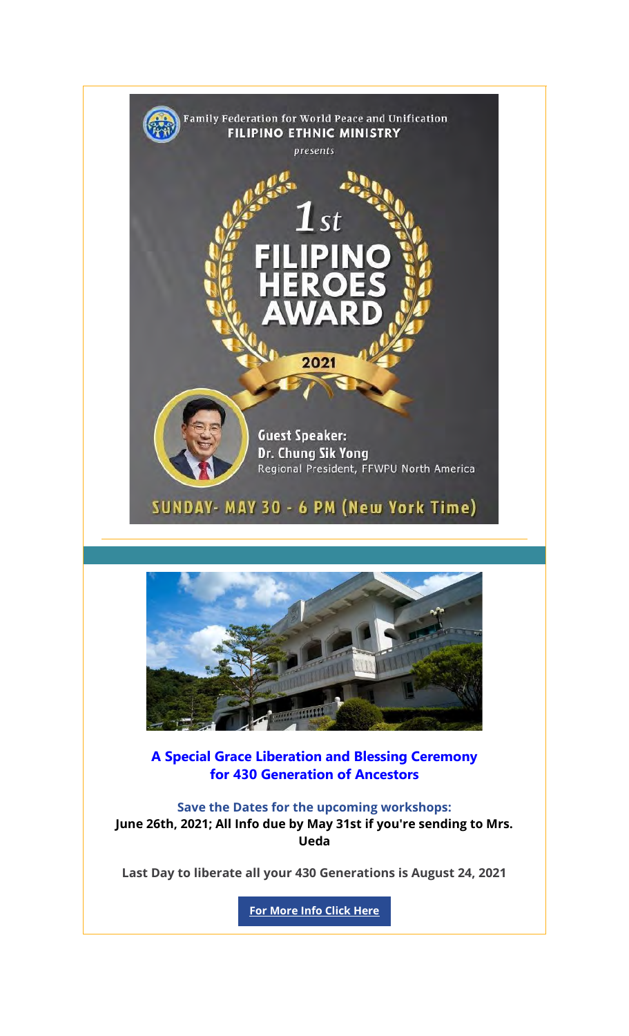Family Federation for World Peace and Unification
**FILIPINO ETHNIC MINISTRY**

*presents*

# 1st FILIPINO HEROES AWARD

**2021**

**Guest Speaker:**
**Dr. Chung Sik Yong**
Regional President, FFWPU North America

**SUNDAY- MAY 30 - 6 PM (New York Time)**

---

## A Special Grace Liberation and Blessing Ceremony for 430 Generation of Ancestors

**Save the Dates for the upcoming workshops:**

**June 26th, 2021; All Info due by May 31st if you're sending to Mrs. Ueda**

**Last Day to liberate all your 430 Generations is August 24, 2021**

**For More Info Click Here**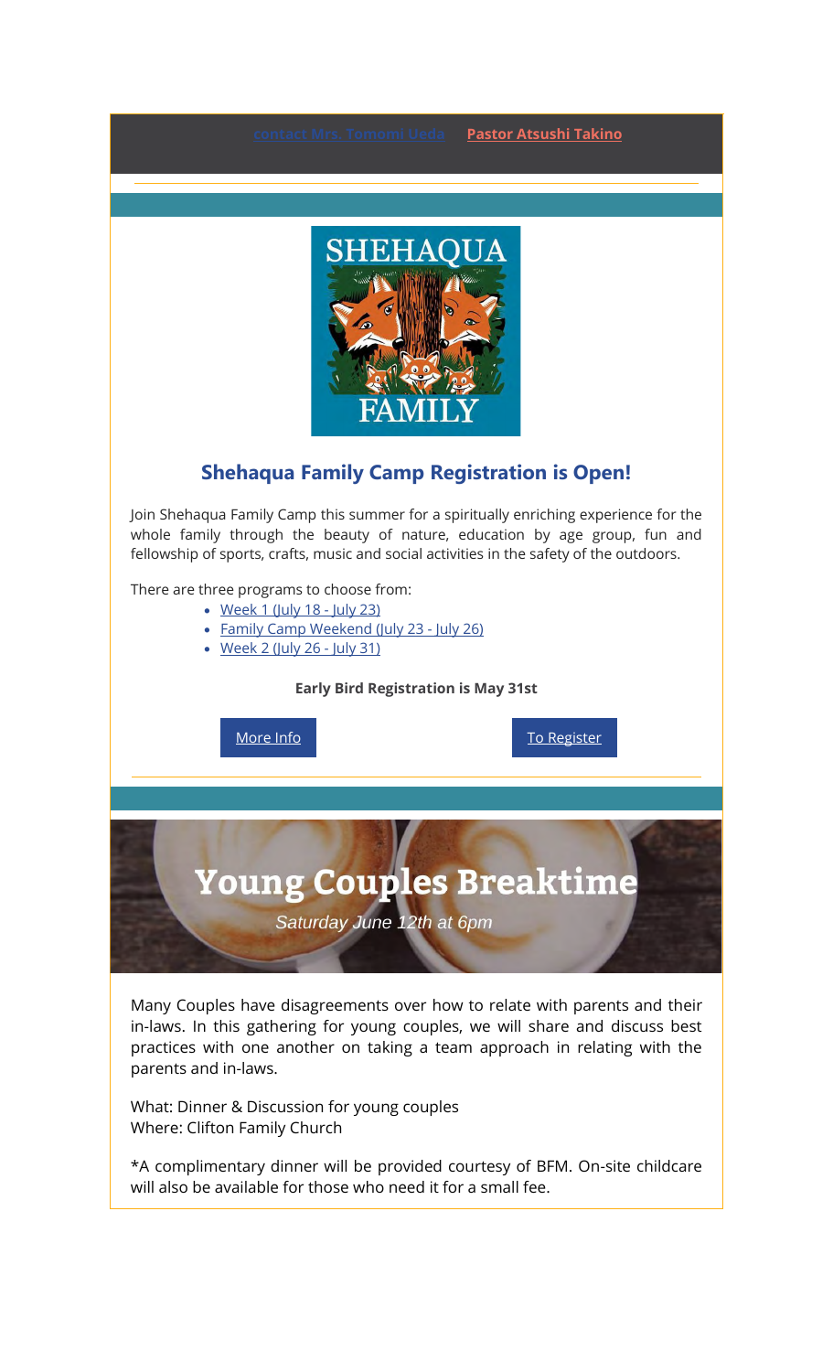contact Mrs. Tomomi Ueda    **Pastor Atsushi Takino**

## Shehaqua Family Camp Registration is Open!

Join Shehaqua Family Camp this summer for a spiritually enriching experience for the whole family through the beauty of nature, education by age group, fun and fellowship of sports, crafts, music and social activities in the safety of the outdoors.

There are three programs to choose from:

- Week 1 (July 18 - July 23)
- Family Camp Weekend (July 23 - July 26)
- Week 2 (July 26 - July 31)

**Early Bird Registration is May 31st**

More Info    To Register

# Young Couples Breaktime

*Saturday June 12th at 6pm*

Many Couples have disagreements over how to relate with parents and their in-laws. In this gathering for young couples, we will share and discuss best practices with one another on taking a team approach in relating with the parents and in-laws.

What: Dinner & Discussion for young couples
Where: Clifton Family Church

*A complimentary dinner will be provided courtesy of BFM. On-site childcare will also be available for those who need it for a small fee.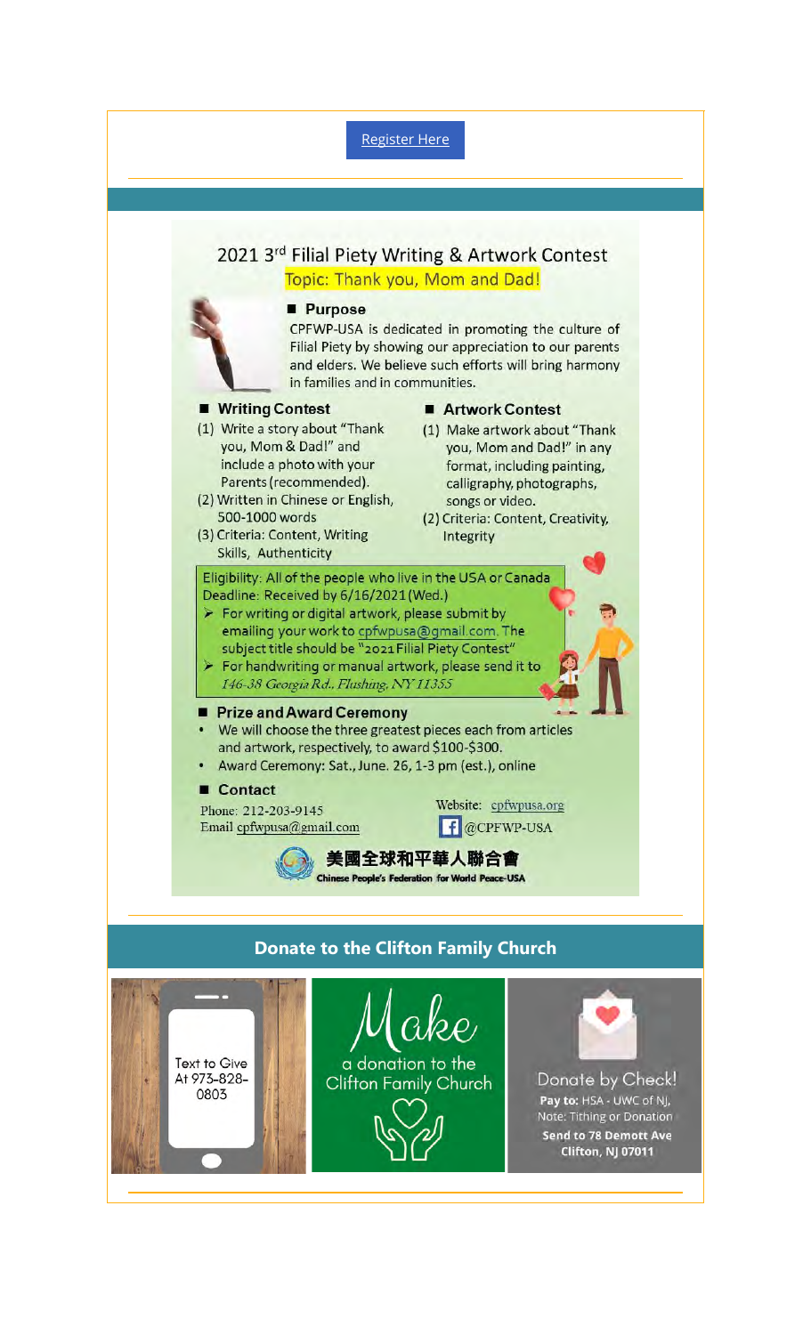Register Here

## 2021 3rd Filial Piety Writing & Artwork Contest

Topic: Thank you, Mom and Dad!

### Purpose

CPFWP-USA is dedicated in promoting the culture of Filial Piety by showing our appreciation to our parents and elders. We believe such efforts will bring harmony in families and in communities.

### Writing Contest

(1) Write a story about "Thank you, Mom & Dad!" and include a photo with your Parents (recommended).

(2) Written in Chinese or English, 500-1000 words

(3) Criteria: Content, Writing Skills, Authenticity

### Artwork Contest

(1) Make artwork about "Thank you, Mom and Dad!" in any format, including painting, calligraphy, photographs, songs or video.

(2) Criteria: Content, Creativity, Integrity

Eligibility: All of the people who live in the USA or Canada

Deadline: Received by 6/16/2021 (Wed.)

- For writing or digital artwork, please submit by emailing your work to cpfwpusa@gmail.com. The subject title should be "2021 Filial Piety Contest"
- For handwriting or manual artwork, please send it to *146-38 Georgia Rd., Flushing, NY 11355*

### Prize and Award Ceremony

- We will choose the three greatest pieces each from articles and artwork, respectively, to award $100-$300.
- Award Ceremony: Sat., June. 26, 1-3 pm (est.), online

### Contact

Phone: 212-203-9145

Email cpfwpusa@gmail.com

Website: cpfwpusa.org

@CPFWP-USA

美國全球和平華人聯合會

Chinese People's Federation for World Peace-USA

## Donate to the Clifton Family Church

Text to Give At 973-828-0803

Make a donation to the Clifton Family Church

Donate by Check!

**Pay to:** HSA - UWC of NJ,

Note: Tithing or Donation

**Send to 78 Demott Ave Clifton, NJ 07011**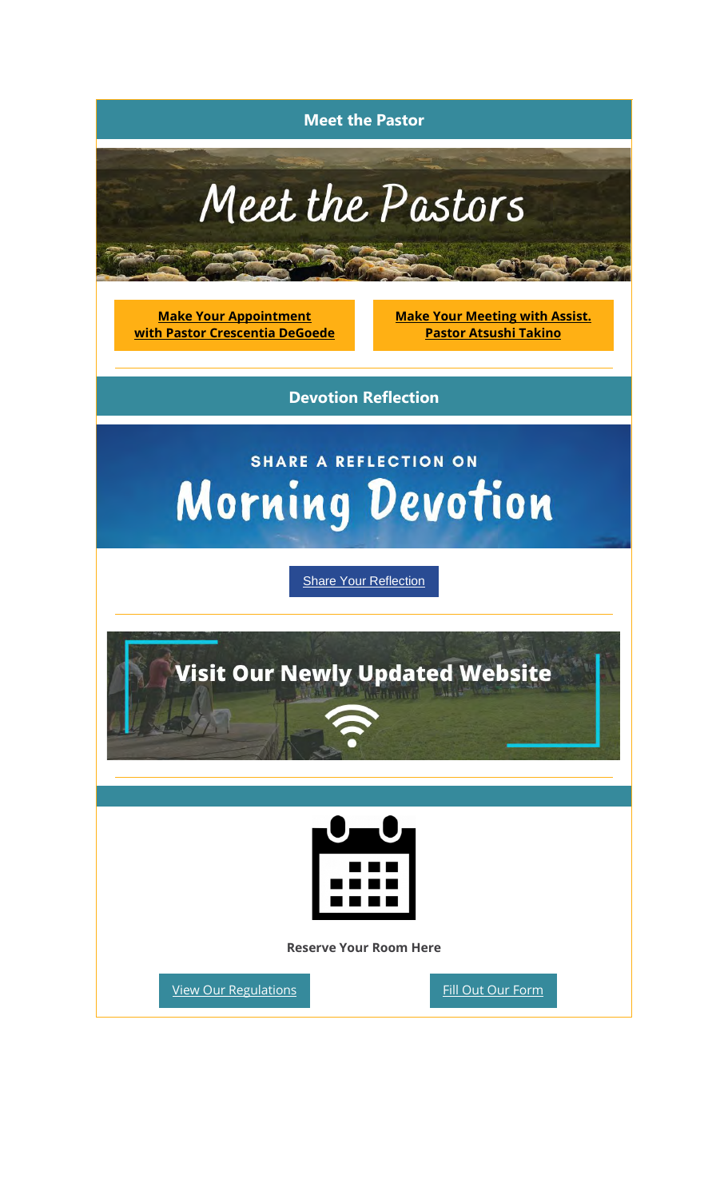## Meet the Pastor

# Meet the Pastors

**Make Your Appointment with Pastor Crescentia DeGoede**

**Make Your Meeting with Assist. Pastor Atsushi Takino**

---

## Devotion Reflection

SHARE A REFLECTION ON

# Morning Devotion

Share Your Reflection

---

## Visit Our Newly Updated Website

---

**Reserve Your Room Here**

View Our Regulations

Fill Out Our Form